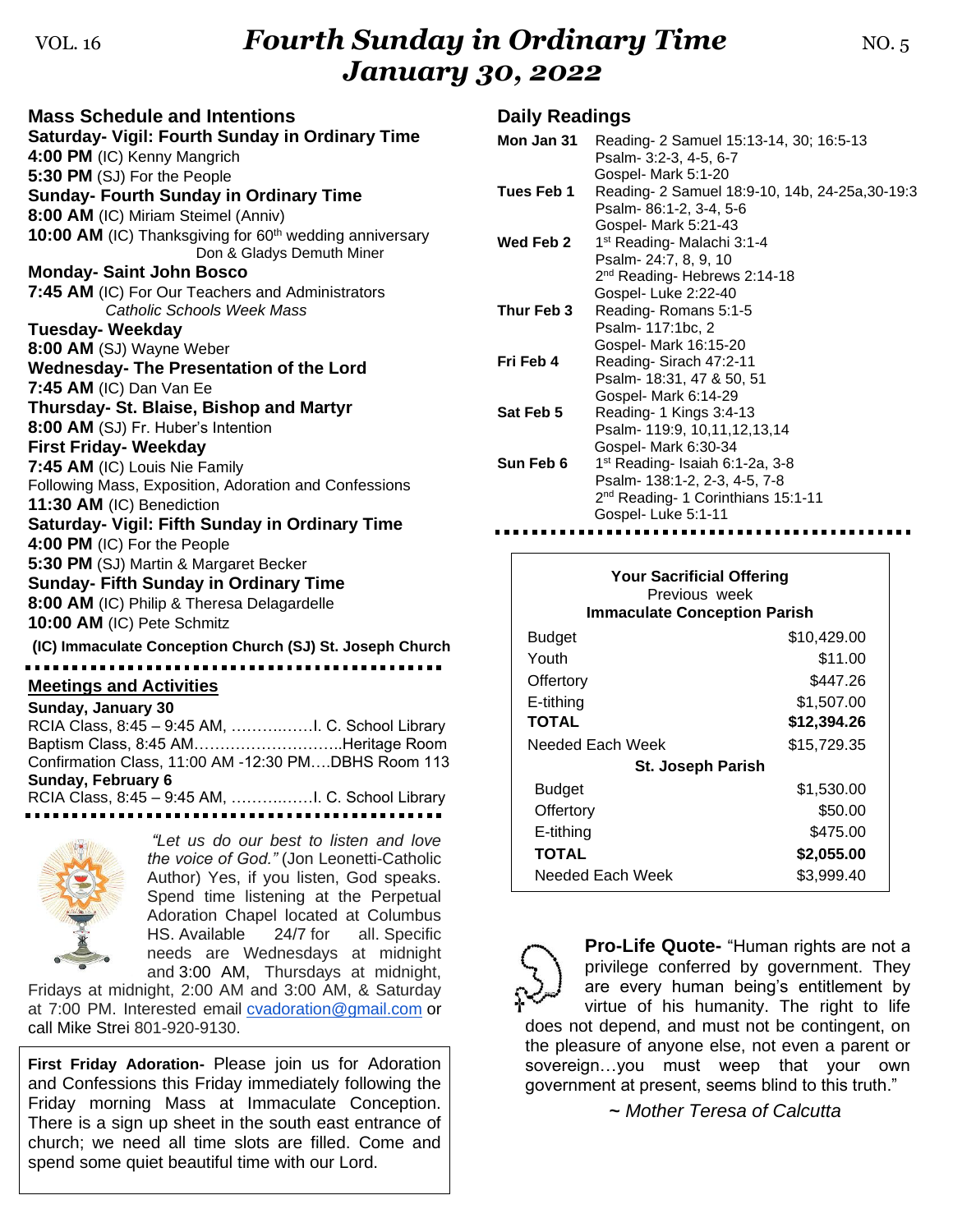VOL. 16

# *Fourth Sunday in Ordinary Time*
# *January 30, 2022*

NO. 5

## Mass Schedule and Intentions

**Saturday- Vigil: Fourth Sunday in Ordinary Time**
**4:00 PM** (IC) Kenny Mangrich
**5:30 PM** (SJ) For the People

**Sunday- Fourth Sunday in Ordinary Time**
**8:00 AM** (IC) Miriam Steimel (Anniv)
**10:00 AM** (IC) Thanksgiving for 60th wedding anniversary Don & Gladys Demuth Miner

**Monday- Saint John Bosco**
**7:45 AM** (IC) For Our Teachers and Administrators
*Catholic Schools Week Mass*

**Tuesday- Weekday**
**8:00 AM** (SJ) Wayne Weber

**Wednesday- The Presentation of the Lord**
**7:45 AM** (IC) Dan Van Ee

**Thursday- St. Blaise, Bishop and Martyr**
**8:00 AM** (SJ) Fr. Huber's Intention

**First Friday- Weekday**
**7:45 AM** (IC) Louis Nie Family
Following Mass, Exposition, Adoration and Confessions
**11:30 AM** (IC) Benediction

**Saturday- Vigil: Fifth Sunday in Ordinary Time**
**4:00 PM** (IC) For the People
**5:30 PM** (SJ) Martin & Margaret Becker

**Sunday- Fifth Sunday in Ordinary Time**
**8:00 AM** (IC) Philip & Theresa Delagardelle
**10:00 AM** (IC) Pete Schmitz

**(IC) Immaculate Conception Church (SJ) St. Joseph Church**

## Meetings and Activities

**Sunday, January 30**
RCIA Class, 8:45 – 9:45 AM, ……….……I. C. School Library
Baptism Class, 8:45 AM………………………..Heritage Room
Confirmation Class, 11:00 AM -12:30 PM….DBHS Room 113

**Sunday, February 6**
RCIA Class, 8:45 – 9:45 AM, ……….……I. C. School Library

*"Let us do our best to listen and love the voice of God."* (Jon Leonetti-Catholic Author) Yes, if you listen, God speaks. Spend time listening at the Perpetual Adoration Chapel located at Columbus HS. Available 24/7 for all. Specific needs are Wednesdays at midnight and 3:00 AM, Thursdays at midnight, Fridays at midnight, 2:00 AM and 3:00 AM, & Saturday at 7:00 PM. Interested email cvadoration@gmail.com or call Mike Strei 801-920-9130.

**First Friday Adoration-** Please join us for Adoration and Confessions this Friday immediately following the Friday morning Mass at Immaculate Conception. There is a sign up sheet in the south east entrance of church; we need all time slots are filled. Come and spend some quiet beautiful time with our Lord.

## Daily Readings

| | |
|---|---|
| **Mon Jan 31** | Reading- 2 Samuel 15:13-14, 30; 16:5-13<br>Psalm- 3:2-3, 4-5, 6-7<br>Gospel- Mark 5:1-20 |
| **Tues Feb 1** | Reading- 2 Samuel 18:9-10, 14b, 24-25a,30-19:3<br>Psalm- 86:1-2, 3-4, 5-6<br>Gospel- Mark 5:21-43 |
| **Wed Feb 2** | 1st Reading- Malachi 3:1-4<br>Psalm- 24:7, 8, 9, 10<br>2nd Reading- Hebrews 2:14-18<br>Gospel- Luke 2:22-40 |
| **Thur Feb 3** | Reading- Romans 5:1-5<br>Psalm- 117:1bc, 2<br>Gospel- Mark 16:15-20 |
| **Fri Feb 4** | Reading- Sirach 47:2-11<br>Psalm- 18:31, 47 & 50, 51<br>Gospel- Mark 6:14-29 |
| **Sat Feb 5** | Reading- 1 Kings 3:4-13<br>Psalm- 119:9, 10,11,12,13,14<br>Gospel- Mark 6:30-34 |
| **Sun Feb 6** | 1st Reading- Isaiah 6:1-2a, 3-8<br>Psalm- 138:1-2, 2-3, 4-5, 7-8<br>2nd Reading- 1 Corinthians 15:1-11<br>Gospel- Luke 5:1-11 |

**Your Sacrificial Offering**
Previous week

| **Immaculate Conception Parish** | |
|---|---|
| Budget | $10,429.00 |
| Youth | $11.00 |
| Offertory | $447.26 |
| E-tithing | $1,507.00 |
| **TOTAL** | **$12,394.26** |
| Needed Each Week | $15,729.35 |
| **St. Joseph Parish** | |
| Budget | $1,530.00 |
| Offertory | $50.00 |
| E-tithing | $475.00 |
| **TOTAL** | **$2,055.00** |
| Needed Each Week | $3,999.40 |

**Pro-Life Quote-** "Human rights are not a privilege conferred by government. They are every human being's entitlement by virtue of his humanity. The right to life does not depend, and must not be contingent, on the pleasure of anyone else, not even a parent or sovereign…you must weep that your own government at present, seems blind to this truth."

~ *Mother Teresa of Calcutta*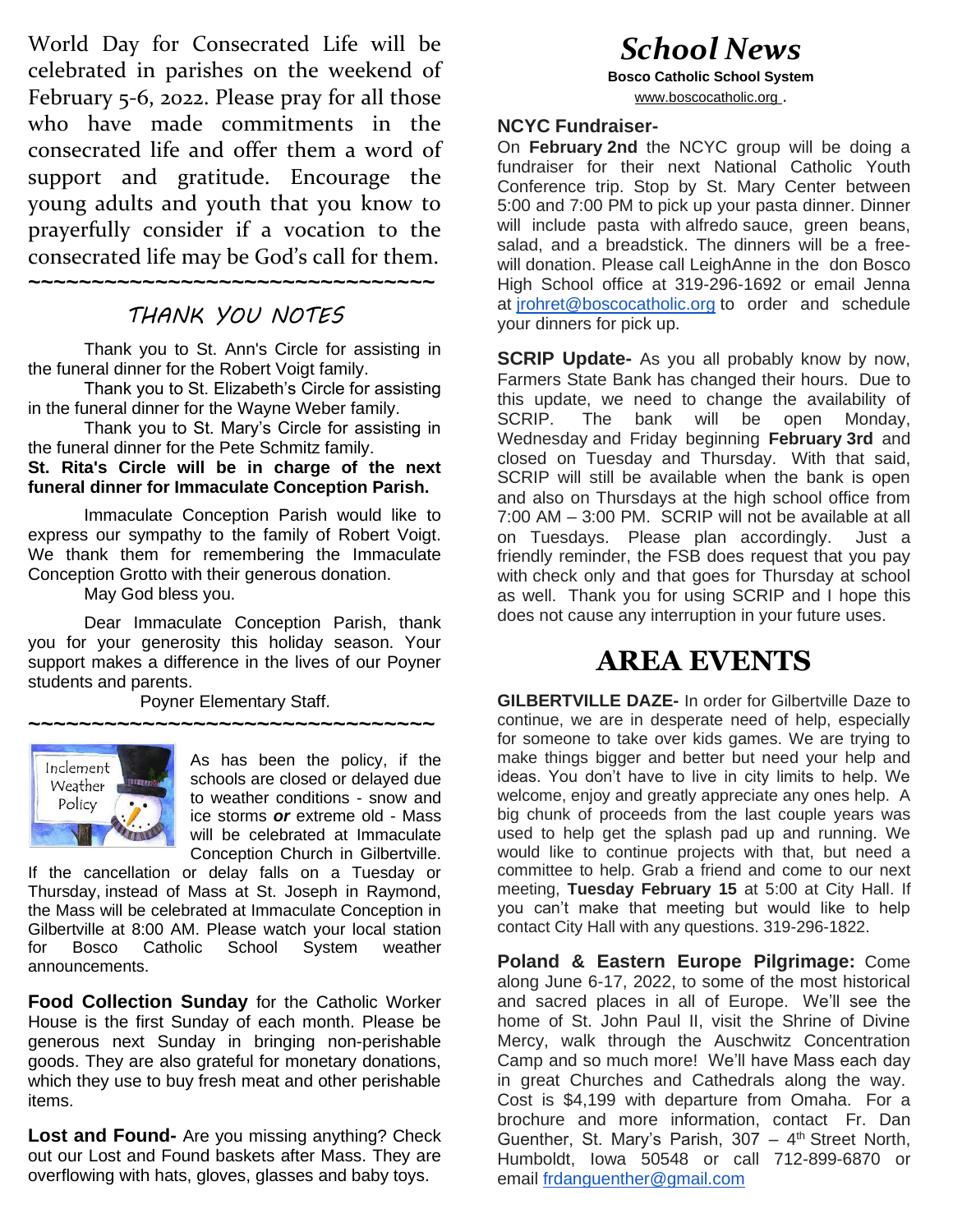World Day for Consecrated Life will be celebrated in parishes on the weekend of February 5-6, 2022. Please pray for all those who have made commitments in the consecrated life and offer them a word of support and gratitude. Encourage the young adults and youth that you know to prayerfully consider if a vocation to the consecrated life may be God's call for them.

~~~~~~~~~~~~~~~~~~~~~~~~~~~~~~~~

## THANK YOU NOTES

Thank you to St. Ann's Circle for assisting in the funeral dinner for the Robert Voigt family.

Thank you to St. Elizabeth's Circle for assisting in the funeral dinner for the Wayne Weber family.

Thank you to St. Mary's Circle for assisting in the funeral dinner for the Pete Schmitz family.

**St. Rita's Circle will be in charge of the next funeral dinner for Immaculate Conception Parish.**

Immaculate Conception Parish would like to express our sympathy to the family of Robert Voigt. We thank them for remembering the Immaculate Conception Grotto with their generous donation.

May God bless you.

Dear Immaculate Conception Parish, thank you for your generosity this holiday season. Your support makes a difference in the lives of our Poyner students and parents.

Poyner Elementary Staff.

~~~~~~~~~~~~~~~~~~~~~~~~~~~~~~~~

Inclement Weather Policy

As has been the policy, if the schools are closed or delayed due to weather conditions - snow and ice storms ***or*** extreme old - Mass will be celebrated at Immaculate Conception Church in Gilbertville. If the cancellation or delay falls on a Tuesday or Thursday, instead of Mass at St. Joseph in Raymond, the Mass will be celebrated at Immaculate Conception in Gilbertville at 8:00 AM. Please watch your local station for Bosco Catholic School System weather announcements.

**Food Collection Sunday** for the Catholic Worker House is the first Sunday of each month. Please be generous next Sunday in bringing non-perishable goods. They are also grateful for monetary donations, which they use to buy fresh meat and other perishable items.

**Lost and Found-** Are you missing anything? Check out our Lost and Found baskets after Mass. They are overflowing with hats, gloves, glasses and baby toys.

# *School News*

**Bosco Catholic School System**

www.boscocatholic.org .

**NCYC Fundraiser-**

On **February 2nd** the NCYC group will be doing a fundraiser for their next National Catholic Youth Conference trip. Stop by St. Mary Center between 5:00 and 7:00 PM to pick up your pasta dinner. Dinner will include pasta with alfredo sauce, green beans, salad, and a breadstick. The dinners will be a free-will donation. Please call LeighAnne in the don Bosco High School office at 319-296-1692 or email Jenna at jrohret@boscocatholic.org to order and schedule your dinners for pick up.

**SCRIP Update-** As you all probably know by now, Farmers State Bank has changed their hours. Due to this update, we need to change the availability of SCRIP. The bank will be open Monday, Wednesday and Friday beginning **February 3rd** and closed on Tuesday and Thursday. With that said, SCRIP will still be available when the bank is open and also on Thursdays at the high school office from 7:00 AM – 3:00 PM. SCRIP will not be available at all on Tuesdays. Please plan accordingly. Just a friendly reminder, the FSB does request that you pay with check only and that goes for Thursday at school as well. Thank you for using SCRIP and I hope this does not cause any interruption in your future uses.

# AREA EVENTS

**GILBERTVILLE DAZE-** In order for Gilbertville Daze to continue, we are in desperate need of help, especially for someone to take over kids games. We are trying to make things bigger and better but need your help and ideas. You don't have to live in city limits to help. We welcome, enjoy and greatly appreciate any ones help. A big chunk of proceeds from the last couple years was used to help get the splash pad up and running. We would like to continue projects with that, but need a committee to help. Grab a friend and come to our next meeting, **Tuesday February 15** at 5:00 at City Hall. If you can't make that meeting but would like to help contact City Hall with any questions. 319-296-1822.

**Poland & Eastern Europe Pilgrimage:** Come along June 6-17, 2022, to some of the most historical and sacred places in all of Europe. We'll see the home of St. John Paul II, visit the Shrine of Divine Mercy, walk through the Auschwitz Concentration Camp and so much more! We'll have Mass each day in great Churches and Cathedrals along the way. Cost is $4,199 with departure from Omaha. For a brochure and more information, contact Fr. Dan Guenther, St. Mary's Parish, 307 – 4th Street North, Humboldt, Iowa 50548 or call 712-899-6870 or email frdanguenther@gmail.com